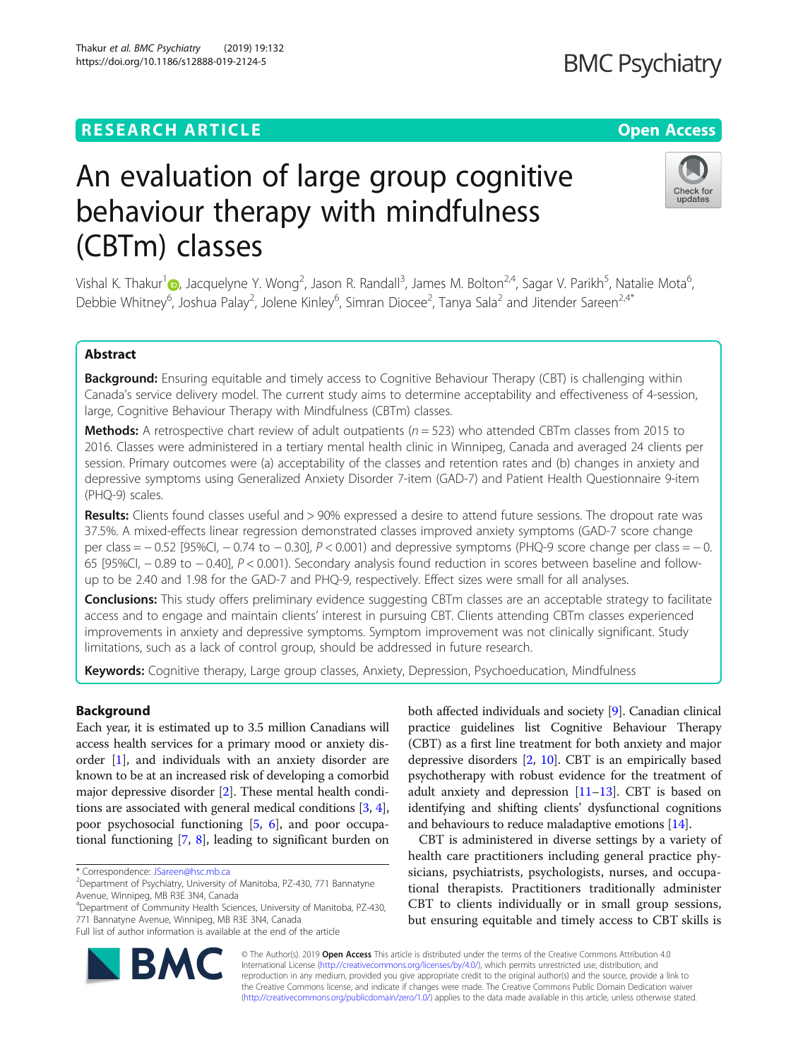RESEARCH ARTICLE

Open Access

# An evaluation of large group cognitive behaviour therapy with mindfulness (CBTm) classes

Vishal K. Thakur[1], Jacquelyne Y. Wong[2], Jason R. Randall[3], James M. Bolton[2,4], Sagar V. Parikh[5], Natalie Mota[6], Debbie Whitney[6], Joshua Palay[2], Jolene Kinley[6], Simran Diocee[2], Tanya Sala[2] and Jitender Sareen[2,4*]

## Abstract

**Background:** Ensuring equitable and timely access to Cognitive Behaviour Therapy (CBT) is challenging within Canada's service delivery model. The current study aims to determine acceptability and effectiveness of 4-session, large, Cognitive Behaviour Therapy with Mindfulness (CBTm) classes.

**Methods:** A retrospective chart review of adult outpatients ($n = 523$) who attended CBTm classes from 2015 to 2016. Classes were administered in a tertiary mental health clinic in Winnipeg, Canada and averaged 24 clients per session. Primary outcomes were (a) acceptability of the classes and retention rates and (b) changes in anxiety and depressive symptoms using Generalized Anxiety Disorder 7-item (GAD-7) and Patient Health Questionnaire 9-item (PHQ-9) scales.

**Results:** Clients found classes useful and > 90% expressed a desire to attend future sessions. The dropout rate was 37.5%. A mixed-effects linear regression demonstrated classes improved anxiety symptoms (GAD-7 score change per class = − 0.52 [95%CI, − 0.74 to − 0.30], $P < 0.001$) and depressive symptoms (PHQ-9 score change per class = − 0.65 [95%CI, − 0.89 to − 0.40], $P < 0.001$). Secondary analysis found reduction in scores between baseline and follow-up to be 2.40 and 1.98 for the GAD-7 and PHQ-9, respectively. Effect sizes were small for all analyses.

**Conclusions:** This study offers preliminary evidence suggesting CBTm classes are an acceptable strategy to facilitate access and to engage and maintain clients' interest in pursuing CBT. Clients attending CBTm classes experienced improvements in anxiety and depressive symptoms. Symptom improvement was not clinically significant. Study limitations, such as a lack of control group, should be addressed in future research.

**Keywords:** Cognitive therapy, Large group classes, Anxiety, Depression, Psychoeducation, Mindfulness

## Background

Each year, it is estimated up to 3.5 million Canadians will access health services for a primary mood or anxiety disorder [1], and individuals with an anxiety disorder are known to be at an increased risk of developing a comorbid major depressive disorder [2]. These mental health conditions are associated with general medical conditions [3, 4], poor psychosocial functioning [5, 6], and poor occupational functioning [7, 8], leading to significant burden on both affected individuals and society [9]. Canadian clinical practice guidelines list Cognitive Behaviour Therapy (CBT) as a first line treatment for both anxiety and major depressive disorders [2, 10]. CBT is an empirically based psychotherapy with robust evidence for the treatment of adult anxiety and depression [11–13]. CBT is based on identifying and shifting clients' dysfunctional cognitions and behaviours to reduce maladaptive emotions [14].

CBT is administered in diverse settings by a variety of health care practitioners including general practice physicians, psychiatrists, psychologists, nurses, and occupational therapists. Practitioners traditionally administer CBT to clients individually or in small group sessions, but ensuring equitable and timely access to CBT skills is

* Correspondence: JSareen@hsc.mb.ca
[2]Department of Psychiatry, University of Manitoba, PZ-430, 771 Bannatyne Avenue, Winnipeg, MB R3E 3N4, Canada
[4]Department of Community Health Sciences, University of Manitoba, PZ-430, 771 Bannatyne Avenue, Winnipeg, MB R3E 3N4, Canada
Full list of author information is available at the end of the article

© The Author(s). 2019 **Open Access** This article is distributed under the terms of the Creative Commons Attribution 4.0 International License (http://creativecommons.org/licenses/by/4.0/), which permits unrestricted use, distribution, and reproduction in any medium, provided you give appropriate credit to the original author(s) and the source, provide a link to the Creative Commons license, and indicate if changes were made. The Creative Commons Public Domain Dedication waiver (http://creativecommons.org/publicdomain/zero/1.0/) applies to the data made available in this article, unless otherwise stated.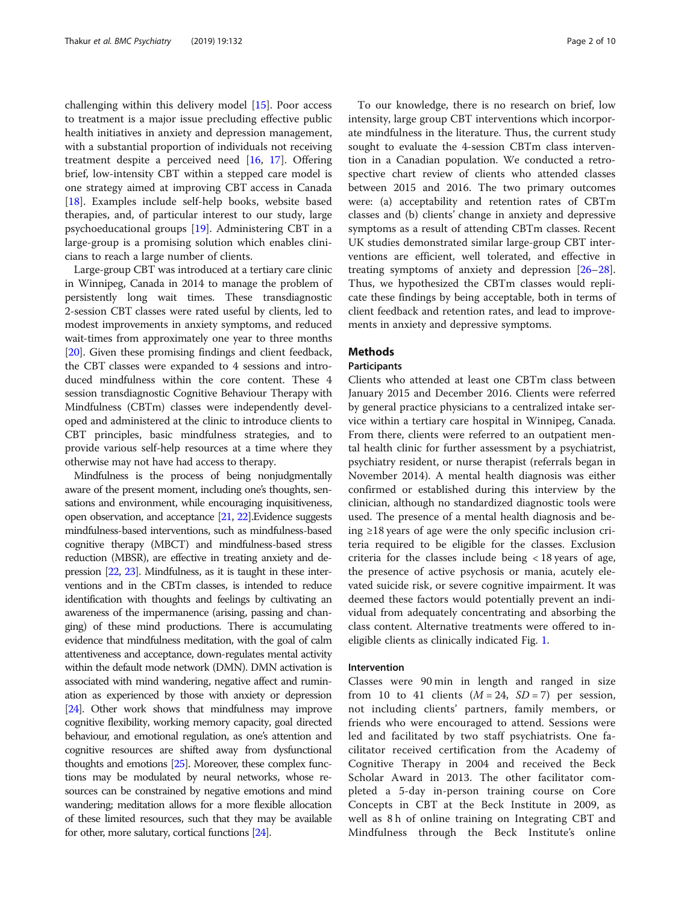challenging within this delivery model [15]. Poor access to treatment is a major issue precluding effective public health initiatives in anxiety and depression management, with a substantial proportion of individuals not receiving treatment despite a perceived need [16, 17]. Offering brief, low-intensity CBT within a stepped care model is one strategy aimed at improving CBT access in Canada [18]. Examples include self-help books, website based therapies, and, of particular interest to our study, large psychoeducational groups [19]. Administering CBT in a large-group is a promising solution which enables clinicians to reach a large number of clients.

Large-group CBT was introduced at a tertiary care clinic in Winnipeg, Canada in 2014 to manage the problem of persistently long wait times. These transdiagnostic 2-session CBT classes were rated useful by clients, led to modest improvements in anxiety symptoms, and reduced wait-times from approximately one year to three months [20]. Given these promising findings and client feedback, the CBT classes were expanded to 4 sessions and introduced mindfulness within the core content. These 4 session transdiagnostic Cognitive Behaviour Therapy with Mindfulness (CBTm) classes were independently developed and administered at the clinic to introduce clients to CBT principles, basic mindfulness strategies, and to provide various self-help resources at a time where they otherwise may not have had access to therapy.

Mindfulness is the process of being nonjudgmentally aware of the present moment, including one's thoughts, sensations and environment, while encouraging inquisitiveness, open observation, and acceptance [21, 22].Evidence suggests mindfulness-based interventions, such as mindfulness-based cognitive therapy (MBCT) and mindfulness-based stress reduction (MBSR), are effective in treating anxiety and depression [22, 23]. Mindfulness, as it is taught in these interventions and in the CBTm classes, is intended to reduce identification with thoughts and feelings by cultivating an awareness of the impermanence (arising, passing and changing) of these mind productions. There is accumulating evidence that mindfulness meditation, with the goal of calm attentiveness and acceptance, down-regulates mental activity within the default mode network (DMN). DMN activation is associated with mind wandering, negative affect and rumination as experienced by those with anxiety or depression [24]. Other work shows that mindfulness may improve cognitive flexibility, working memory capacity, goal directed behaviour, and emotional regulation, as one's attention and cognitive resources are shifted away from dysfunctional thoughts and emotions [25]. Moreover, these complex functions may be modulated by neural networks, whose resources can be constrained by negative emotions and mind wandering; meditation allows for a more flexible allocation of these limited resources, such that they may be available for other, more salutary, cortical functions [24].

To our knowledge, there is no research on brief, low intensity, large group CBT interventions which incorporate mindfulness in the literature. Thus, the current study sought to evaluate the 4-session CBTm class intervention in a Canadian population. We conducted a retrospective chart review of clients who attended classes between 2015 and 2016. The two primary outcomes were: (a) acceptability and retention rates of CBTm classes and (b) clients' change in anxiety and depressive symptoms as a result of attending CBTm classes. Recent UK studies demonstrated similar large-group CBT interventions are efficient, well tolerated, and effective in treating symptoms of anxiety and depression [26–28]. Thus, we hypothesized the CBTm classes would replicate these findings by being acceptable, both in terms of client feedback and retention rates, and lead to improvements in anxiety and depressive symptoms.

## Methods

### Participants

Clients who attended at least one CBTm class between January 2015 and December 2016. Clients were referred by general practice physicians to a centralized intake service within a tertiary care hospital in Winnipeg, Canada. From there, clients were referred to an outpatient mental health clinic for further assessment by a psychiatrist, psychiatry resident, or nurse therapist (referrals began in November 2014). A mental health diagnosis was either confirmed or established during this interview by the clinician, although no standardized diagnostic tools were used. The presence of a mental health diagnosis and being ≥18 years of age were the only specific inclusion criteria required to be eligible for the classes. Exclusion criteria for the classes include being < 18 years of age, the presence of active psychosis or mania, acutely elevated suicide risk, or severe cognitive impairment. It was deemed these factors would potentially prevent an individual from adequately concentrating and absorbing the class content. Alternative treatments were offered to ineligible clients as clinically indicated Fig. 1.

### Intervention

Classes were 90 min in length and ranged in size from 10 to 41 clients ($M = 24$, $SD = 7$) per session, not including clients' partners, family members, or friends who were encouraged to attend. Sessions were led and facilitated by two staff psychiatrists. One facilitator received certification from the Academy of Cognitive Therapy in 2004 and received the Beck Scholar Award in 2013. The other facilitator completed a 5-day in-person training course on Core Concepts in CBT at the Beck Institute in 2009, as well as 8 h of online training on Integrating CBT and Mindfulness through the Beck Institute's online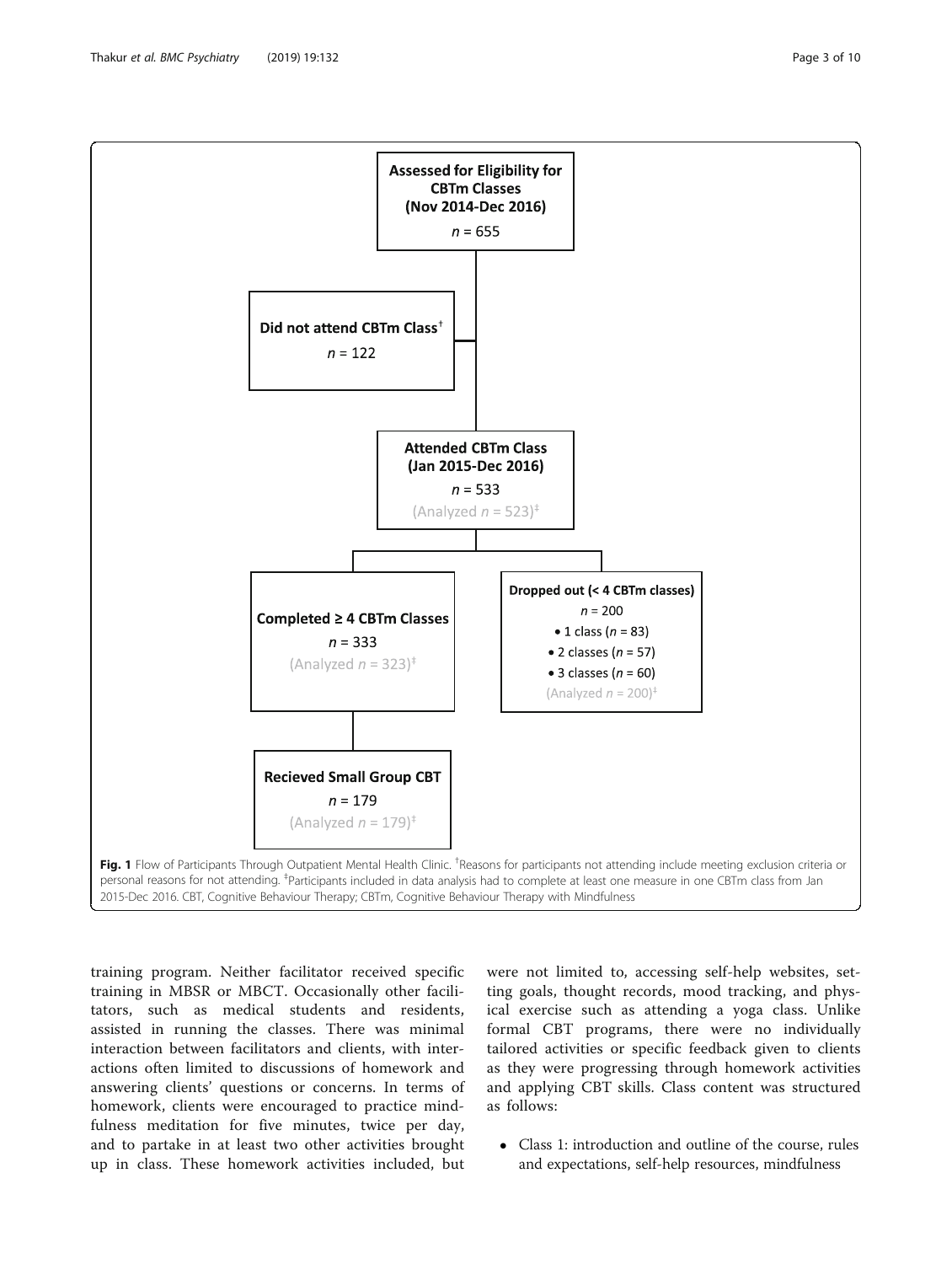**Assessed for Eligibility for CBTm Classes (Nov 2014-Dec 2016)**
*n* = 655

**Did not attend CBTm Class**[†]
*n* = 122

**Attended CBTm Class (Jan 2015-Dec 2016)**
*n* = 533
(Analyzed *n* = 523)[‡]

**Completed ≥ 4 CBTm Classes**
*n* = 333
(Analyzed *n* = 323)[‡]

**Dropped out (< 4 CBTm classes)**
*n* = 200
- 1 class (*n* = 83)
- 2 classes (*n* = 57)
- 3 classes (*n* = 60)

(Analyzed *n* = 200)[‡]

**Recieved Small Group CBT**
*n* = 179
(Analyzed *n* = 179)[‡]

**Fig. 1** Flow of Participants Through Outpatient Mental Health Clinic. [†]Reasons for participants not attending include meeting exclusion criteria or personal reasons for not attending. [‡]Participants included in data analysis had to complete at least one measure in one CBTm class from Jan 2015-Dec 2016. CBT, Cognitive Behaviour Therapy; CBTm, Cognitive Behaviour Therapy with Mindfulness

training program. Neither facilitator received specific training in MBSR or MBCT. Occasionally other facilitators, such as medical students and residents, assisted in running the classes. There was minimal interaction between facilitators and clients, with interactions often limited to discussions of homework and answering clients' questions or concerns. In terms of homework, clients were encouraged to practice mindfulness meditation for five minutes, twice per day, and to partake in at least two other activities brought up in class. These homework activities included, but were not limited to, accessing self-help websites, setting goals, thought records, mood tracking, and physical exercise such as attending a yoga class. Unlike formal CBT programs, there were no individually tailored activities or specific feedback given to clients as they were progressing through homework activities and applying CBT skills. Class content was structured as follows:

- Class 1: introduction and outline of the course, rules and expectations, self-help resources, mindfulness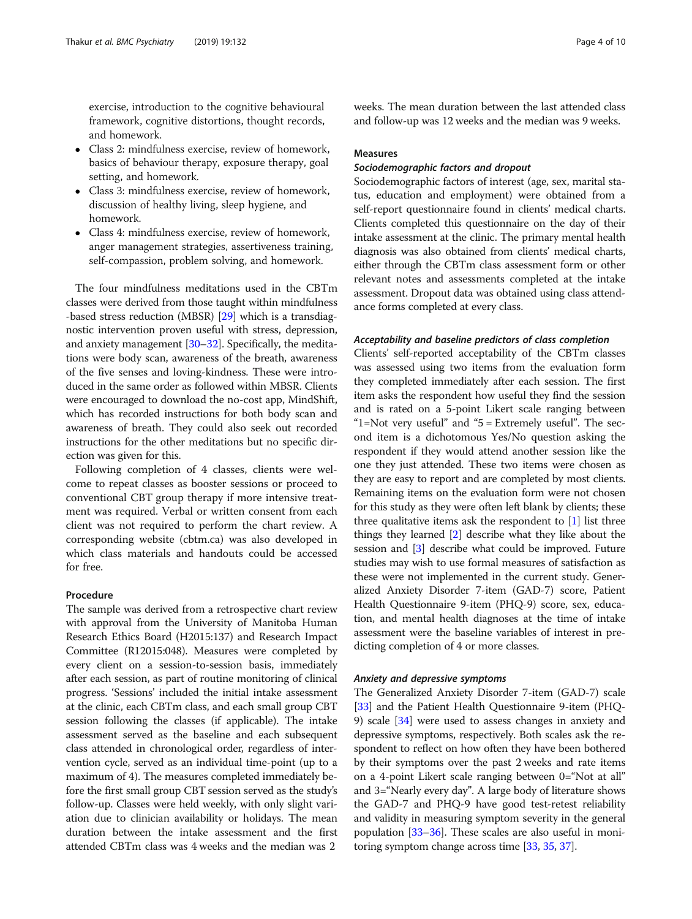exercise, introduction to the cognitive behavioural framework, cognitive distortions, thought records, and homework.

- Class 2: mindfulness exercise, review of homework, basics of behaviour therapy, exposure therapy, goal setting, and homework.
- Class 3: mindfulness exercise, review of homework, discussion of healthy living, sleep hygiene, and homework.
- Class 4: mindfulness exercise, review of homework, anger management strategies, assertiveness training, self-compassion, problem solving, and homework.

The four mindfulness meditations used in the CBTm classes were derived from those taught within mindfulness -based stress reduction (MBSR) [29] which is a transdiagnostic intervention proven useful with stress, depression, and anxiety management [30–32]. Specifically, the meditations were body scan, awareness of the breath, awareness of the five senses and loving-kindness. These were introduced in the same order as followed within MBSR. Clients were encouraged to download the no-cost app, MindShift, which has recorded instructions for both body scan and awareness of breath. They could also seek out recorded instructions for the other meditations but no specific direction was given for this.

Following completion of 4 classes, clients were welcome to repeat classes as booster sessions or proceed to conventional CBT group therapy if more intensive treatment was required. Verbal or written consent from each client was not required to perform the chart review. A corresponding website (cbtm.ca) was also developed in which class materials and handouts could be accessed for free.

### Procedure

The sample was derived from a retrospective chart review with approval from the University of Manitoba Human Research Ethics Board (H2015:137) and Research Impact Committee (R12015:048). Measures were completed by every client on a session-to-session basis, immediately after each session, as part of routine monitoring of clinical progress. 'Sessions' included the initial intake assessment at the clinic, each CBTm class, and each small group CBT session following the classes (if applicable). The intake assessment served as the baseline and each subsequent class attended in chronological order, regardless of intervention cycle, served as an individual time-point (up to a maximum of 4). The measures completed immediately before the first small group CBT session served as the study's follow-up. Classes were held weekly, with only slight variation due to clinician availability or holidays. The mean duration between the intake assessment and the first attended CBTm class was 4 weeks and the median was 2 weeks. The mean duration between the last attended class and follow-up was 12 weeks and the median was 9 weeks.

### Measures

#### *Sociodemographic factors and dropout*

Sociodemographic factors of interest (age, sex, marital status, education and employment) were obtained from a self-report questionnaire found in clients' medical charts. Clients completed this questionnaire on the day of their intake assessment at the clinic. The primary mental health diagnosis was also obtained from clients' medical charts, either through the CBTm class assessment form or other relevant notes and assessments completed at the intake assessment. Dropout data was obtained using class attendance forms completed at every class.

#### *Acceptability and baseline predictors of class completion*

Clients' self-reported acceptability of the CBTm classes was assessed using two items from the evaluation form they completed immediately after each session. The first item asks the respondent how useful they find the session and is rated on a 5-point Likert scale ranging between "1=Not very useful" and "5 = Extremely useful". The second item is a dichotomous Yes/No question asking the respondent if they would attend another session like the one they just attended. These two items were chosen as they are easy to report and are completed by most clients. Remaining items on the evaluation form were not chosen for this study as they were often left blank by clients; these three qualitative items ask the respondent to [1] list three things they learned [2] describe what they like about the session and [3] describe what could be improved. Future studies may wish to use formal measures of satisfaction as these were not implemented in the current study. Generalized Anxiety Disorder 7-item (GAD-7) score, Patient Health Questionnaire 9-item (PHQ-9) score, sex, education, and mental health diagnoses at the time of intake assessment were the baseline variables of interest in predicting completion of 4 or more classes.

#### *Anxiety and depressive symptoms*

The Generalized Anxiety Disorder 7-item (GAD-7) scale [33] and the Patient Health Questionnaire 9-item (PHQ-9) scale [34] were used to assess changes in anxiety and depressive symptoms, respectively. Both scales ask the respondent to reflect on how often they have been bothered by their symptoms over the past 2 weeks and rate items on a 4-point Likert scale ranging between 0="Not at all" and 3="Nearly every day". A large body of literature shows the GAD-7 and PHQ-9 have good test-retest reliability and validity in measuring symptom severity in the general population [33–36]. These scales are also useful in monitoring symptom change across time [33, 35, 37].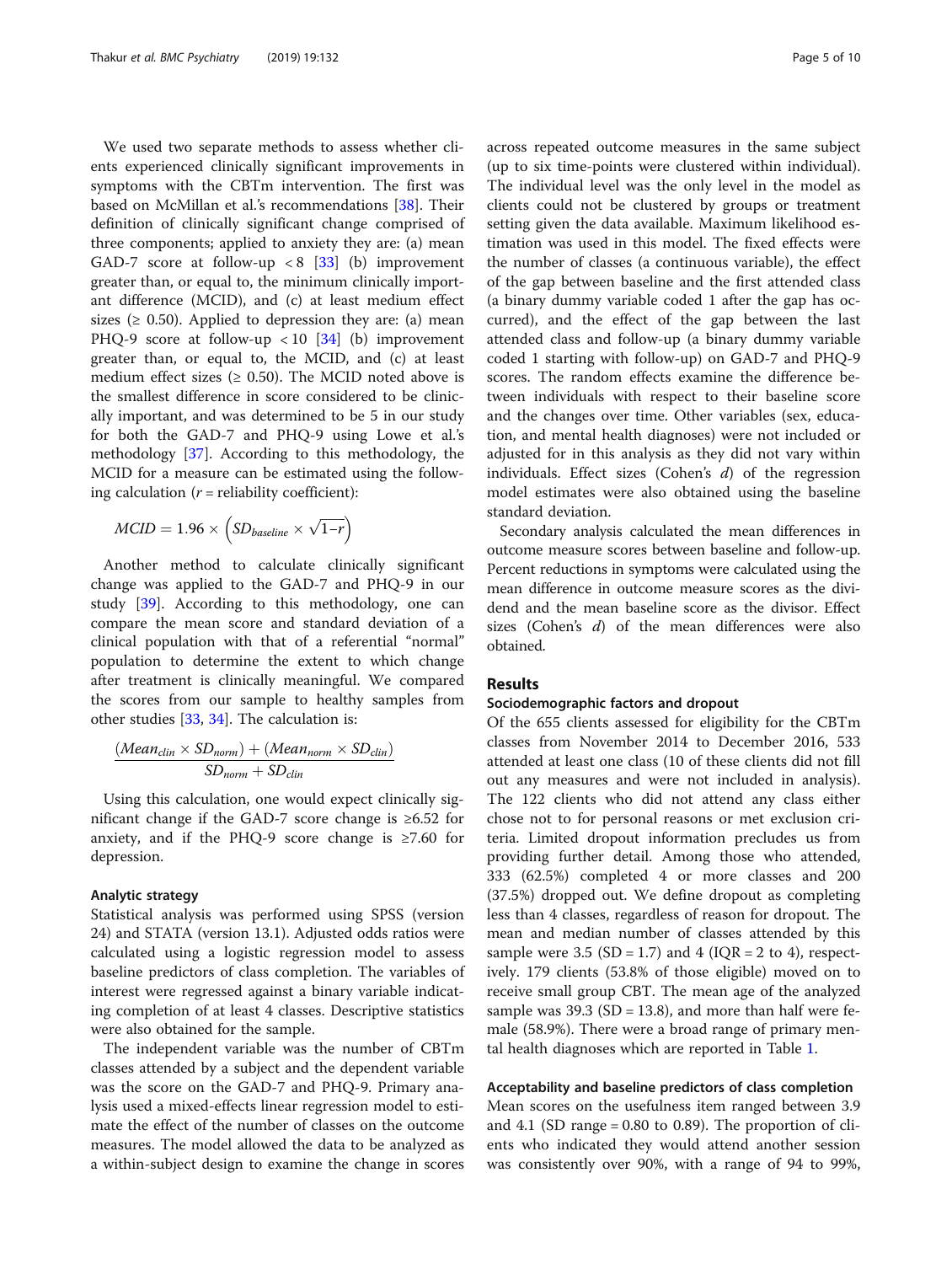We used two separate methods to assess whether clients experienced clinically significant improvements in symptoms with the CBTm intervention. The first was based on McMillan et al.'s recommendations [38]. Their definition of clinically significant change comprised of three components; applied to anxiety they are: (a) mean GAD-7 score at follow-up < 8 [33] (b) improvement greater than, or equal to, the minimum clinically important difference (MCID), and (c) at least medium effect sizes (≥ 0.50). Applied to depression they are: (a) mean PHQ-9 score at follow-up < 10 [34] (b) improvement greater than, or equal to, the MCID, and (c) at least medium effect sizes (≥ 0.50). The MCID noted above is the smallest difference in score considered to be clinically important, and was determined to be 5 in our study for both the GAD-7 and PHQ-9 using Lowe et al.'s methodology [37]. According to this methodology, the MCID for a measure can be estimated using the following calculation ($r$ = reliability coefficient):

$$MCID = 1.96 \times \left(SD_{baseline} \times \sqrt{1-r}\right)$$

Another method to calculate clinically significant change was applied to the GAD-7 and PHQ-9 in our study [39]. According to this methodology, one can compare the mean score and standard deviation of a clinical population with that of a referential "normal" population to determine the extent to which change after treatment is clinically meaningful. We compared the scores from our sample to healthy samples from other studies [33, 34]. The calculation is:

$$\frac{(Mean_{clin} \times SD_{norm}) + (Mean_{norm} \times SD_{clin})}{SD_{norm} + SD_{clin}}$$

Using this calculation, one would expect clinically significant change if the GAD-7 score change is ≥6.52 for anxiety, and if the PHQ-9 score change is ≥7.60 for depression.

### Analytic strategy

Statistical analysis was performed using SPSS (version 24) and STATA (version 13.1). Adjusted odds ratios were calculated using a logistic regression model to assess baseline predictors of class completion. The variables of interest were regressed against a binary variable indicating completion of at least 4 classes. Descriptive statistics were also obtained for the sample.

The independent variable was the number of CBTm classes attended by a subject and the dependent variable was the score on the GAD-7 and PHQ-9. Primary analysis used a mixed-effects linear regression model to estimate the effect of the number of classes on the outcome measures. The model allowed the data to be analyzed as a within-subject design to examine the change in scores across repeated outcome measures in the same subject (up to six time-points were clustered within individual). The individual level was the only level in the model as clients could not be clustered by groups or treatment setting given the data available. Maximum likelihood estimation was used in this model. The fixed effects were the number of classes (a continuous variable), the effect of the gap between baseline and the first attended class (a binary dummy variable coded 1 after the gap has occurred), and the effect of the gap between the last attended class and follow-up (a binary dummy variable coded 1 starting with follow-up) on GAD-7 and PHQ-9 scores. The random effects examine the difference between individuals with respect to their baseline score and the changes over time. Other variables (sex, education, and mental health diagnoses) were not included or adjusted for in this analysis as they did not vary within individuals. Effect sizes (Cohen's $d$) of the regression model estimates were also obtained using the baseline standard deviation.

Secondary analysis calculated the mean differences in outcome measure scores between baseline and follow-up. Percent reductions in symptoms were calculated using the mean difference in outcome measure scores as the dividend and the mean baseline score as the divisor. Effect sizes (Cohen's $d$) of the mean differences were also obtained.

## Results

### Sociodemographic factors and dropout

Of the 655 clients assessed for eligibility for the CBTm classes from November 2014 to December 2016, 533 attended at least one class (10 of these clients did not fill out any measures and were not included in analysis). The 122 clients who did not attend any class either chose not to for personal reasons or met exclusion criteria. Limited dropout information precludes us from providing further detail. Among those who attended, 333 (62.5%) completed 4 or more classes and 200 (37.5%) dropped out. We define dropout as completing less than 4 classes, regardless of reason for dropout. The mean and median number of classes attended by this sample were 3.5 (SD = 1.7) and 4 (IQR = 2 to 4), respectively. 179 clients (53.8% of those eligible) moved on to receive small group CBT. The mean age of the analyzed sample was 39.3 (SD = 13.8), and more than half were female (58.9%). There were a broad range of primary mental health diagnoses which are reported in Table 1.

### Acceptability and baseline predictors of class completion

Mean scores on the usefulness item ranged between 3.9 and 4.1 (SD range = 0.80 to 0.89). The proportion of clients who indicated they would attend another session was consistently over 90%, with a range of 94 to 99%,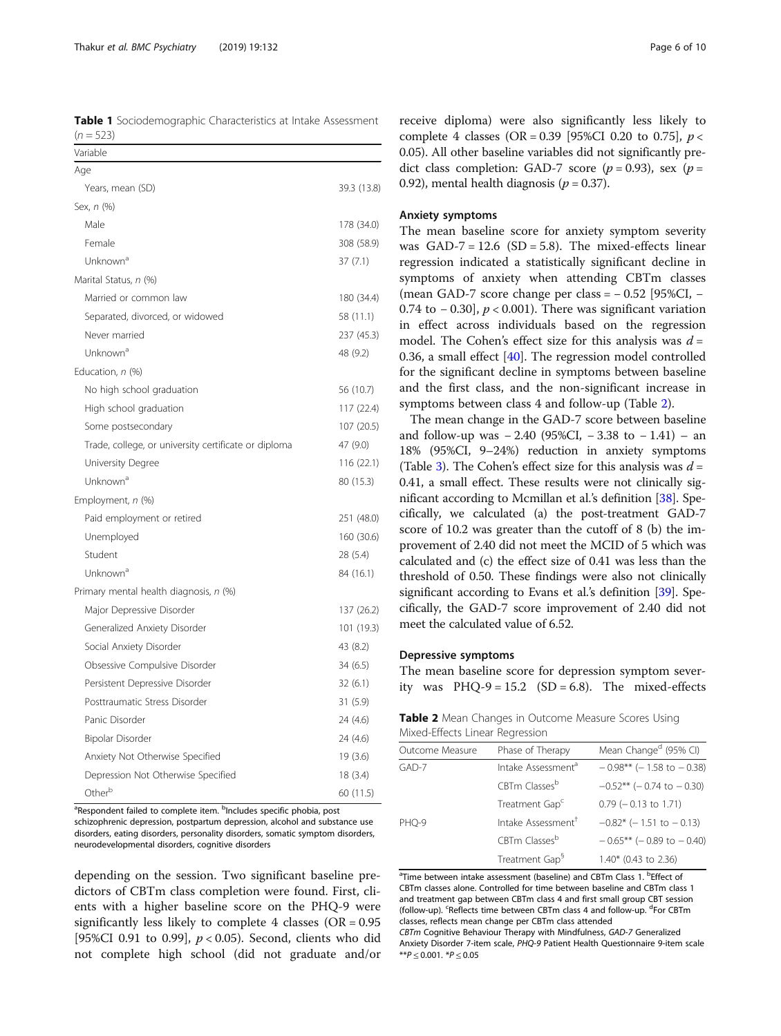**Table 1** Sociodemographic Characteristics at Intake Assessment ($n = 523$)

| Variable | |
|---|---|
| Age | |
| Years, mean (SD) | 39.3 (13.8) |
| Sex, *n* (%) | |
| Male | 178 (34.0) |
| Female | 308 (58.9) |
| Unknown[a] | 37 (7.1) |
| Marital Status, *n* (%) | |
| Married or common law | 180 (34.4) |
| Separated, divorced, or widowed | 58 (11.1) |
| Never married | 237 (45.3) |
| Unknown[a] | 48 (9.2) |
| Education, *n* (%) | |
| No high school graduation | 56 (10.7) |
| High school graduation | 117 (22.4) |
| Some postsecondary | 107 (20.5) |
| Trade, college, or university certificate or diploma | 47 (9.0) |
| University Degree | 116 (22.1) |
| Unknown[a] | 80 (15.3) |
| Employment, *n* (%) | |
| Paid employment or retired | 251 (48.0) |
| Unemployed | 160 (30.6) |
| Student | 28 (5.4) |
| Unknown[a] | 84 (16.1) |
| Primary mental health diagnosis, *n* (%) | |
| Major Depressive Disorder | 137 (26.2) |
| Generalized Anxiety Disorder | 101 (19.3) |
| Social Anxiety Disorder | 43 (8.2) |
| Obsessive Compulsive Disorder | 34 (6.5) |
| Persistent Depressive Disorder | 32 (6.1) |
| Posttraumatic Stress Disorder | 31 (5.9) |
| Panic Disorder | 24 (4.6) |
| Bipolar Disorder | 24 (4.6) |
| Anxiety Not Otherwise Specified | 19 (3.6) |
| Depression Not Otherwise Specified | 18 (3.4) |
| Other[b] | 60 (11.5) |

[a]Respondent failed to complete item. [b]Includes specific phobia, post schizophrenic depression, postpartum depression, alcohol and substance use disorders, eating disorders, personality disorders, somatic symptom disorders, neurodevelopmental disorders, cognitive disorders

depending on the session. Two significant baseline predictors of CBTm class completion were found. First, clients with a higher baseline score on the PHQ-9 were significantly less likely to complete 4 classes (OR = 0.95 [95%CI 0.91 to 0.99], $p < 0.05$). Second, clients who did not complete high school (did not graduate and/or receive diploma) were also significantly less likely to complete 4 classes (OR = 0.39 [95%CI 0.20 to 0.75], $p < 0.05$). All other baseline variables did not significantly predict class completion: GAD-7 score ($p = 0.93$), sex ($p = 0.92$), mental health diagnosis ($p = 0.37$).

### Anxiety symptoms

The mean baseline score for anxiety symptom severity was GAD-7 = 12.6 (SD = 5.8). The mixed-effects linear regression indicated a statistically significant decline in symptoms of anxiety when attending CBTm classes (mean GAD-7 score change per class = − 0.52 [95%CI, − 0.74 to − 0.30], $p < 0.001$). There was significant variation in effect across individuals based on the regression model. The Cohen's effect size for this analysis was $d = 0.36$, a small effect [40]. The regression model controlled for the significant decline in symptoms between baseline and the first class, and the non-significant increase in symptoms between class 4 and follow-up (Table 2).

The mean change in the GAD-7 score between baseline and follow-up was − 2.40 (95%CI, − 3.38 to − 1.41) – an 18% (95%CI, 9–24%) reduction in anxiety symptoms (Table 3). The Cohen's effect size for this analysis was $d = 0.41$, a small effect. These results were not clinically significant according to Mcmillan et al.'s definition [38]. Specifically, we calculated (a) the post-treatment GAD-7 score of 10.2 was greater than the cutoff of 8 (b) the improvement of 2.40 did not meet the MCID of 5 which was calculated and (c) the effect size of 0.41 was less than the threshold of 0.50. These findings were also not clinically significant according to Evans et al.'s definition [39]. Specifically, the GAD-7 score improvement of 2.40 did not meet the calculated value of 6.52.

### Depressive symptoms

The mean baseline score for depression symptom severity was PHQ-9 = 15.2 (SD = 6.8). The mixed-effects

**Table 2** Mean Changes in Outcome Measure Scores Using Mixed-Effects Linear Regression

| Outcome Measure | Phase of Therapy | Mean Change[d] (95% CI) |
|---|---|---|
| GAD-7 | Intake Assessment[a] | − 0.98** (− 1.58 to − 0.38) |
| | CBTm Classes[b] | −0.52** (− 0.74 to − 0.30) |
| | Treatment Gap[c] | 0.79 (− 0.13 to 1.71) |
| PHQ-9 | Intake Assessment[†] | −0.82* (− 1.51 to − 0.13) |
| | CBTm Classes[b] | − 0.65** (− 0.89 to − 0.40) |
| | Treatment Gap[§] | 1.40* (0.43 to 2.36) |

[a]Time between intake assessment (baseline) and CBTm Class 1. [b]Effect of CBTm classes alone. Controlled for time between baseline and CBTm class 1 and treatment gap between CBTm class 4 and first small group CBT session (follow-up). [c]Reflects time between CBTm class 4 and follow-up. [d]For CBTm classes, reflects mean change per CBTm class attended
*CBTm* Cognitive Behaviour Therapy with Mindfulness, *GAD-7* Generalized Anxiety Disorder 7-item scale, *PHQ-9* Patient Health Questionnaire 9-item scale
**$P \leq 0.001$. *$P \leq 0.05$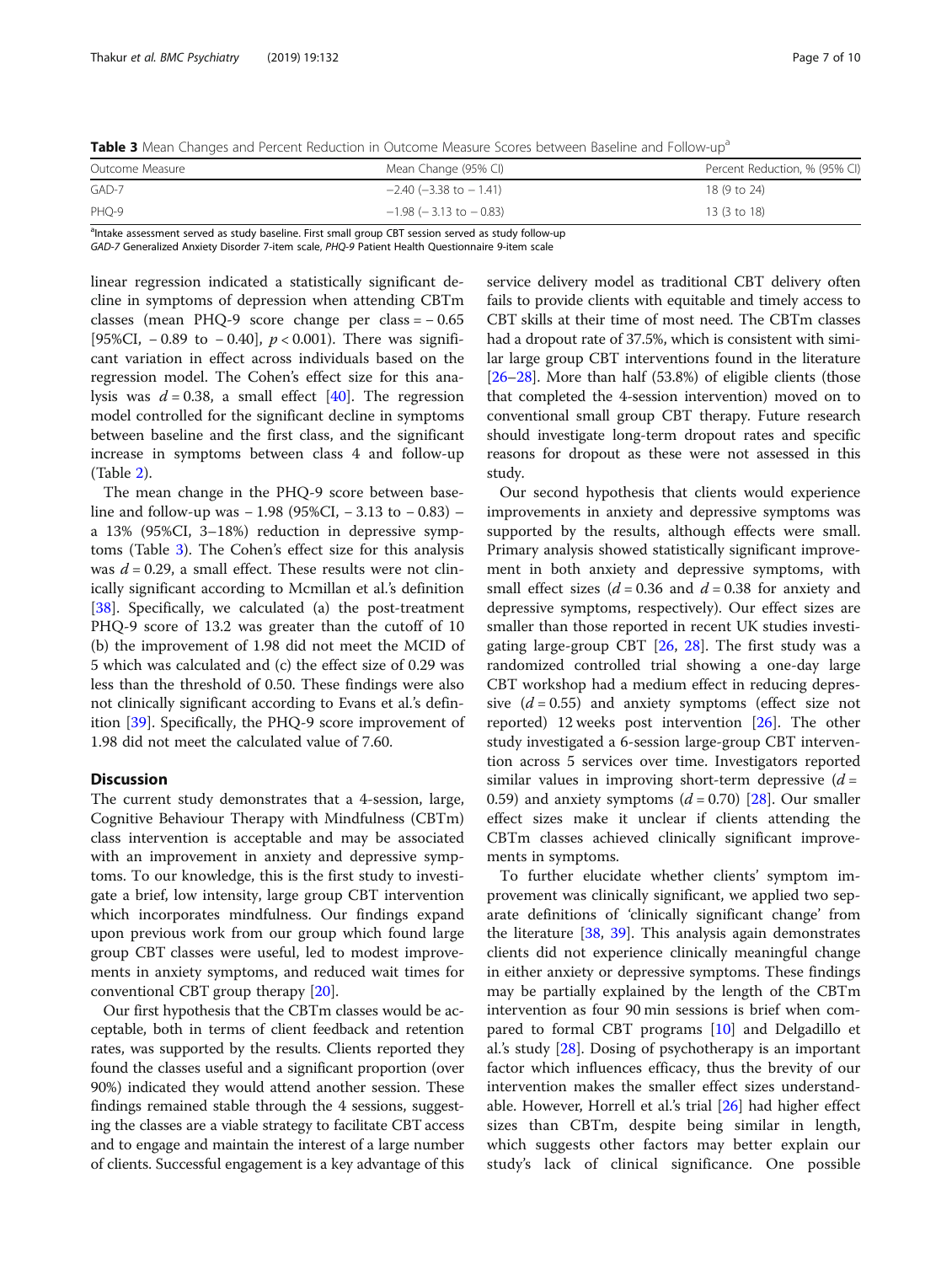**Table 3** Mean Changes and Percent Reduction in Outcome Measure Scores between Baseline and Follow-up[a]

| Outcome Measure | Mean Change (95% CI) | Percent Reduction, % (95% CI) |
|---|---|---|
| GAD-7 | −2.40 (−3.38 to − 1.41) | 18 (9 to 24) |
| PHQ-9 | −1.98 (− 3.13 to − 0.83) | 13 (3 to 18) |

[a]Intake assessment served as study baseline. First small group CBT session served as study follow-up

*GAD-7* Generalized Anxiety Disorder 7-item scale, *PHQ-9* Patient Health Questionnaire 9-item scale

linear regression indicated a statistically significant decline in symptoms of depression when attending CBTm classes (mean PHQ-9 score change per class = − 0.65 [95%CI, − 0.89 to − 0.40], $p < 0.001$). There was significant variation in effect across individuals based on the regression model. The Cohen's effect size for this analysis was $d = 0.38$, a small effect [40]. The regression model controlled for the significant decline in symptoms between baseline and the first class, and the significant increase in symptoms between class 4 and follow-up (Table 2).

The mean change in the PHQ-9 score between baseline and follow-up was − 1.98 (95%CI, − 3.13 to − 0.83) – a 13% (95%CI, 3–18%) reduction in depressive symptoms (Table 3). The Cohen's effect size for this analysis was $d = 0.29$, a small effect. These results were not clinically significant according to Mcmillan et al.'s definition [38]. Specifically, we calculated (a) the post-treatment PHQ-9 score of 13.2 was greater than the cutoff of 10 (b) the improvement of 1.98 did not meet the MCID of 5 which was calculated and (c) the effect size of 0.29 was less than the threshold of 0.50. These findings were also not clinically significant according to Evans et al.'s definition [39]. Specifically, the PHQ-9 score improvement of 1.98 did not meet the calculated value of 7.60.

## Discussion

The current study demonstrates that a 4-session, large, Cognitive Behaviour Therapy with Mindfulness (CBTm) class intervention is acceptable and may be associated with an improvement in anxiety and depressive symptoms. To our knowledge, this is the first study to investigate a brief, low intensity, large group CBT intervention which incorporates mindfulness. Our findings expand upon previous work from our group which found large group CBT classes were useful, led to modest improvements in anxiety symptoms, and reduced wait times for conventional CBT group therapy [20].

Our first hypothesis that the CBTm classes would be acceptable, both in terms of client feedback and retention rates, was supported by the results. Clients reported they found the classes useful and a significant proportion (over 90%) indicated they would attend another session. These findings remained stable through the 4 sessions, suggesting the classes are a viable strategy to facilitate CBT access and to engage and maintain the interest of a large number of clients. Successful engagement is a key advantage of this service delivery model as traditional CBT delivery often fails to provide clients with equitable and timely access to CBT skills at their time of most need. The CBTm classes had a dropout rate of 37.5%, which is consistent with similar large group CBT interventions found in the literature [26–28]. More than half (53.8%) of eligible clients (those that completed the 4-session intervention) moved on to conventional small group CBT therapy. Future research should investigate long-term dropout rates and specific reasons for dropout as these were not assessed in this study.

Our second hypothesis that clients would experience improvements in anxiety and depressive symptoms was supported by the results, although effects were small. Primary analysis showed statistically significant improvement in both anxiety and depressive symptoms, with small effect sizes ($d = 0.36$ and $d = 0.38$ for anxiety and depressive symptoms, respectively). Our effect sizes are smaller than those reported in recent UK studies investigating large-group CBT [26, 28]. The first study was a randomized controlled trial showing a one-day large CBT workshop had a medium effect in reducing depressive ($d = 0.55$) and anxiety symptoms (effect size not reported) 12 weeks post intervention [26]. The other study investigated a 6-session large-group CBT intervention across 5 services over time. Investigators reported similar values in improving short-term depressive ($d = 0.59$) and anxiety symptoms ($d = 0.70$) [28]. Our smaller effect sizes make it unclear if clients attending the CBTm classes achieved clinically significant improvements in symptoms.

To further elucidate whether clients' symptom improvement was clinically significant, we applied two separate definitions of 'clinically significant change' from the literature [38, 39]. This analysis again demonstrates clients did not experience clinically meaningful change in either anxiety or depressive symptoms. These findings may be partially explained by the length of the CBTm intervention as four 90 min sessions is brief when compared to formal CBT programs [10] and Delgadillo et al.'s study [28]. Dosing of psychotherapy is an important factor which influences efficacy, thus the brevity of our intervention makes the smaller effect sizes understandable. However, Horrell et al.'s trial [26] had higher effect sizes than CBTm, despite being similar in length, which suggests other factors may better explain our study's lack of clinical significance. One possible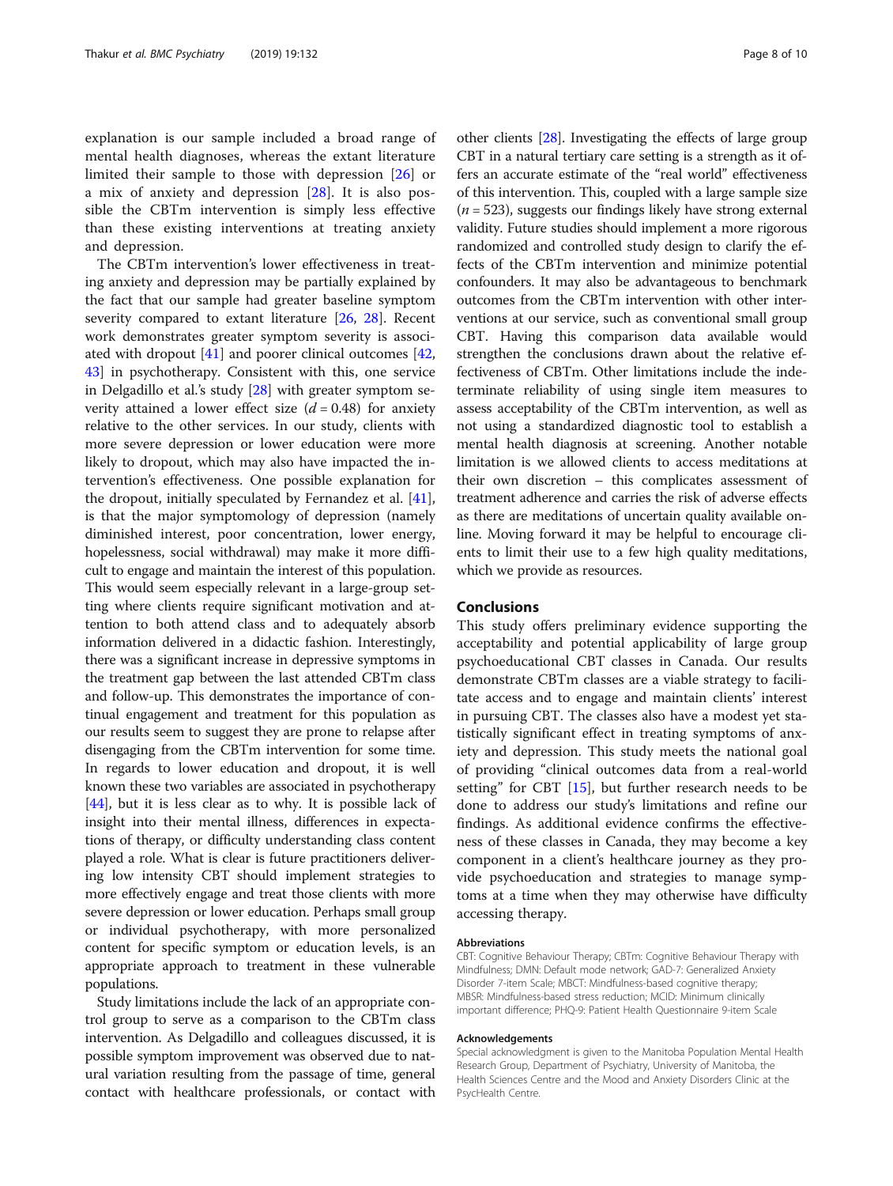explanation is our sample included a broad range of mental health diagnoses, whereas the extant literature limited their sample to those with depression [26] or a mix of anxiety and depression [28]. It is also possible the CBTm intervention is simply less effective than these existing interventions at treating anxiety and depression.

The CBTm intervention's lower effectiveness in treating anxiety and depression may be partially explained by the fact that our sample had greater baseline symptom severity compared to extant literature [26, 28]. Recent work demonstrates greater symptom severity is associated with dropout [41] and poorer clinical outcomes [42, 43] in psychotherapy. Consistent with this, one service in Delgadillo et al.'s study [28] with greater symptom severity attained a lower effect size ($d = 0.48$) for anxiety relative to the other services. In our study, clients with more severe depression or lower education were more likely to dropout, which may also have impacted the intervention's effectiveness. One possible explanation for the dropout, initially speculated by Fernandez et al. [41], is that the major symptomology of depression (namely diminished interest, poor concentration, lower energy, hopelessness, social withdrawal) may make it more difficult to engage and maintain the interest of this population. This would seem especially relevant in a large-group setting where clients require significant motivation and attention to both attend class and to adequately absorb information delivered in a didactic fashion. Interestingly, there was a significant increase in depressive symptoms in the treatment gap between the last attended CBTm class and follow-up. This demonstrates the importance of continual engagement and treatment for this population as our results seem to suggest they are prone to relapse after disengaging from the CBTm intervention for some time. In regards to lower education and dropout, it is well known these two variables are associated in psychotherapy [44], but it is less clear as to why. It is possible lack of insight into their mental illness, differences in expectations of therapy, or difficulty understanding class content played a role. What is clear is future practitioners delivering low intensity CBT should implement strategies to more effectively engage and treat those clients with more severe depression or lower education. Perhaps small group or individual psychotherapy, with more personalized content for specific symptom or education levels, is an appropriate approach to treatment in these vulnerable populations.

Study limitations include the lack of an appropriate control group to serve as a comparison to the CBTm class intervention. As Delgadillo and colleagues discussed, it is possible symptom improvement was observed due to natural variation resulting from the passage of time, general contact with healthcare professionals, or contact with other clients [28]. Investigating the effects of large group CBT in a natural tertiary care setting is a strength as it offers an accurate estimate of the "real world" effectiveness of this intervention. This, coupled with a large sample size ($n = 523$), suggests our findings likely have strong external validity. Future studies should implement a more rigorous randomized and controlled study design to clarify the effects of the CBTm intervention and minimize potential confounders. It may also be advantageous to benchmark outcomes from the CBTm intervention with other interventions at our service, such as conventional small group CBT. Having this comparison data available would strengthen the conclusions drawn about the relative effectiveness of CBTm. Other limitations include the indeterminate reliability of using single item measures to assess acceptability of the CBTm intervention, as well as not using a standardized diagnostic tool to establish a mental health diagnosis at screening. Another notable limitation is we allowed clients to access meditations at their own discretion – this complicates assessment of treatment adherence and carries the risk of adverse effects as there are meditations of uncertain quality available online. Moving forward it may be helpful to encourage clients to limit their use to a few high quality meditations, which we provide as resources.

## Conclusions

This study offers preliminary evidence supporting the acceptability and potential applicability of large group psychoeducational CBT classes in Canada. Our results demonstrate CBTm classes are a viable strategy to facilitate access and to engage and maintain clients' interest in pursuing CBT. The classes also have a modest yet statistically significant effect in treating symptoms of anxiety and depression. This study meets the national goal of providing "clinical outcomes data from a real-world setting" for CBT [15], but further research needs to be done to address our study's limitations and refine our findings. As additional evidence confirms the effectiveness of these classes in Canada, they may become a key component in a client's healthcare journey as they provide psychoeducation and strategies to manage symptoms at a time when they may otherwise have difficulty accessing therapy.

#### Abbreviations

CBT: Cognitive Behaviour Therapy; CBTm: Cognitive Behaviour Therapy with Mindfulness; DMN: Default mode network; GAD-7: Generalized Anxiety Disorder 7-item Scale; MBCT: Mindfulness-based cognitive therapy; MBSR: Mindfulness-based stress reduction; MCID: Minimum clinically important difference; PHQ-9: Patient Health Questionnaire 9-item Scale

#### Acknowledgements

Special acknowledgment is given to the Manitoba Population Mental Health Research Group, Department of Psychiatry, University of Manitoba, the Health Sciences Centre and the Mood and Anxiety Disorders Clinic at the PsycHealth Centre.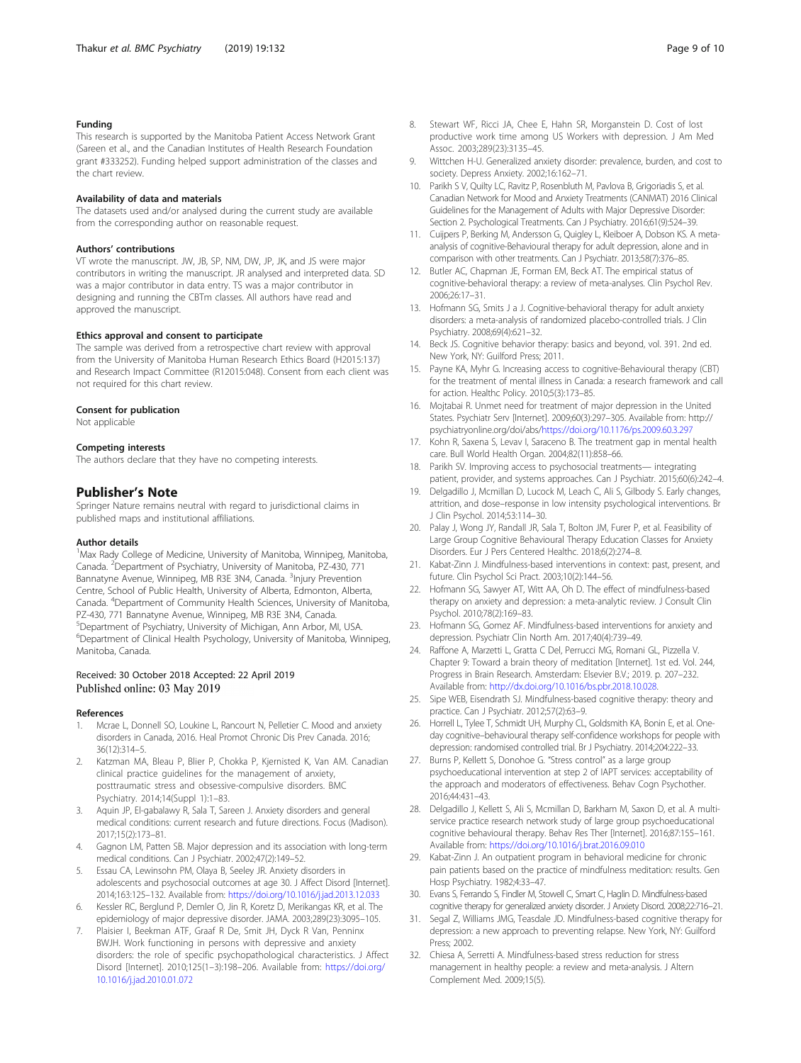### Funding

This research is supported by the Manitoba Patient Access Network Grant (Sareen et al., and the Canadian Institutes of Health Research Foundation grant #333252). Funding helped support administration of the classes and the chart review.

### Availability of data and materials

The datasets used and/or analysed during the current study are available from the corresponding author on reasonable request.

### Authors' contributions

VT wrote the manuscript. JW, JB, SP, NM, DW, JP, JK, and JS were major contributors in writing the manuscript. JR analysed and interpreted data. SD was a major contributor in data entry. TS was a major contributor in designing and running the CBTm classes. All authors have read and approved the manuscript.

### Ethics approval and consent to participate

The sample was derived from a retrospective chart review with approval from the University of Manitoba Human Research Ethics Board (H2015:137) and Research Impact Committee (R12015:048). Consent from each client was not required for this chart review.

### Consent for publication

Not applicable

### Competing interests

The authors declare that they have no competing interests.

## Publisher's Note

Springer Nature remains neutral with regard to jurisdictional claims in published maps and institutional affiliations.

### Author details

[1]Max Rady College of Medicine, University of Manitoba, Winnipeg, Manitoba, Canada. [2]Department of Psychiatry, University of Manitoba, PZ-430, 771 Bannatyne Avenue, Winnipeg, MB R3E 3N4, Canada. [3]Injury Prevention Centre, School of Public Health, University of Alberta, Edmonton, Alberta, Canada. [4]Department of Community Health Sciences, University of Manitoba, PZ-430, 771 Bannatyne Avenue, Winnipeg, MB R3E 3N4, Canada. [5]Department of Psychiatry, University of Michigan, Ann Arbor, MI, USA. [6]Department of Clinical Health Psychology, University of Manitoba, Winnipeg, Manitoba, Canada.

Received: 30 October 2018 Accepted: 22 April 2019
Published online: 03 May 2019

### References

1. Mcrae L, Donnell SO, Loukine L, Rancourt N, Pelletier C. Mood and anxiety disorders in Canada, 2016. Heal Promot Chronic Dis Prev Canada. 2016; 36(12):314–5.
2. Katzman MA, Bleau P, Blier P, Chokka P, Kjernisted K, Van AM. Canadian clinical practice guidelines for the management of anxiety, posttraumatic stress and obsessive-compulsive disorders. BMC Psychiatry. 2014;14(Suppl 1):1–83.
3. Aquin JP, El-gabalawy R, Sala T, Sareen J. Anxiety disorders and general medical conditions: current research and future directions. Focus (Madison). 2017;15(2):173–81.
4. Gagnon LM, Patten SB. Major depression and its association with long-term medical conditions. Can J Psychiatr. 2002;47(2):149–52.
5. Essau CA, Lewinsohn PM, Olaya B, Seeley JR. Anxiety disorders in adolescents and psychosocial outcomes at age 30. J Affect Disord [Internet]. 2014;163:125–132. Available from: https://doi.org/10.1016/j.jad.2013.12.033
6. Kessler RC, Berglund P, Demler O, Jin R, Koretz D, Merikangas KR, et al. The epidemiology of major depressive disorder. JAMA. 2003;289(23):3095–105.
7. Plaisier I, Beekman ATF, Graaf R De, Smit JH, Dyck R Van, Penninx BWJH. Work functioning in persons with depressive and anxiety disorders: the role of specific psychopathological characteristics. J Affect Disord [Internet]. 2010;125(1–3):198–206. Available from: https://doi.org/10.1016/j.jad.2010.01.072
8. Stewart WF, Ricci JA, Chee E, Hahn SR, Morganstein D. Cost of lost productive work time among US Workers with depression. J Am Med Assoc. 2003;289(23):3135–45.
9. Wittchen H-U. Generalized anxiety disorder: prevalence, burden, and cost to society. Depress Anxiety. 2002;16:162–71.
10. Parikh S V, Quilty LC, Ravitz P, Rosenbluth M, Pavlova B, Grigoriadis S, et al. Canadian Network for Mood and Anxiety Treatments (CANMAT) 2016 Clinical Guidelines for the Management of Adults with Major Depressive Disorder: Section 2. Psychological Treatments. Can J Psychiatry. 2016;61(9):524–39.
11. Cuijpers P, Berking M, Andersson G, Quigley L, Kleiboer A, Dobson KS. A meta-analysis of cognitive-Behavioural therapy for adult depression, alone and in comparison with other treatments. Can J Psychiatr. 2013;58(7):376–85.
12. Butler AC, Chapman JE, Forman EM, Beck AT. The empirical status of cognitive-behavioral therapy: a review of meta-analyses. Clin Psychol Rev. 2006;26:17–31.
13. Hofmann SG, Smits J a J. Cognitive-behavioral therapy for adult anxiety disorders: a meta-analysis of randomized placebo-controlled trials. J Clin Psychiatry. 2008;69(4):621–32.
14. Beck JS. Cognitive behavior therapy: basics and beyond, vol. 391. 2nd ed. New York, NY: Guilford Press; 2011.
15. Payne KA, Myhr G. Increasing access to cognitive-Behavioural therapy (CBT) for the treatment of mental illness in Canada: a research framework and call for action. Healthc Policy. 2010;5(3):173–85.
16. Mojtabai R. Unmet need for treatment of major depression in the United States. Psychiatr Serv [Internet]. 2009;60(3):297–305. Available from: http://psychiatryonline.org/doi/abs/https://doi.org/10.1176/ps.2009.60.3.297
17. Kohn R, Saxena S, Levav I, Saraceno B. The treatment gap in mental health care. Bull World Health Organ. 2004;82(11):858–66.
18. Parikh SV. Improving access to psychosocial treatments— integrating patient, provider, and systems approaches. Can J Psychiatr. 2015;60(6):242–4.
19. Delgadillo J, Mcmillan D, Lucock M, Leach C, Ali S, Gilbody S. Early changes, attrition, and dose–response in low intensity psychological interventions. Br J Clin Psychol. 2014;53:114–30.
20. Palay J, Wong JY, Randall JR, Sala T, Bolton JM, Furer P, et al. Feasibility of Large Group Cognitive Behavioural Therapy Education Classes for Anxiety Disorders. Eur J Pers Centered Healthc. 2018;6(2):274–8.
21. Kabat-Zinn J. Mindfulness-based interventions in context: past, present, and future. Clin Psychol Sci Pract. 2003;10(2):144–56.
22. Hofmann SG, Sawyer AT, Witt AA, Oh D. The effect of mindfulness-based therapy on anxiety and depression: a meta-analytic review. J Consult Clin Psychol. 2010;78(2):169–83.
23. Hofmann SG, Gomez AF. Mindfulness-based interventions for anxiety and depression. Psychiatr Clin North Am. 2017;40(4):739–49.
24. Raffone A, Marzetti L, Gratta C Del, Perrucci MG, Romani GL, Pizzella V. Chapter 9: Toward a brain theory of meditation [Internet]. 1st ed. Vol. 244, Progress in Brain Research. Amsterdam: Elsevier B.V.; 2019. p. 207–232. Available from: http://dx.doi.org/10.1016/bs.pbr.2018.10.028.
25. Sipe WEB, Eisendrath SJ. Mindfulness-based cognitive therapy: theory and practice. Can J Psychiatr. 2012;57(2):63–9.
26. Horrell L, Tylee T, Schmidt UH, Murphy CL, Goldsmith KA, Bonin E, et al. One-day cognitive–behavioural therapy self-confidence workshops for people with depression: randomised controlled trial. Br J Psychiatry. 2014;204:222–33.
27. Burns P, Kellett S, Donohoe G. "Stress control" as a large group psychoeducational intervention at step 2 of IAPT services: acceptability of the approach and moderators of effectiveness. Behav Cogn Psychother. 2016;44:431–43.
28. Delgadillo J, Kellett S, Ali S, Mcmillan D, Barkham M, Saxon D, et al. A multi-service practice research network study of large group psychoeducational cognitive behavioural therapy. Behav Res Ther [Internet]. 2016;87:155–161. Available from: https://doi.org/10.1016/j.brat.2016.09.010
29. Kabat-Zinn J. An outpatient program in behavioral medicine for chronic pain patients based on the practice of mindfulness meditation: results. Gen Hosp Psychiatry. 1982;4:33–47.
30. Evans S, Ferrando S, Findler M, Stowell C, Smart C, Haglin D. Mindfulness-based cognitive therapy for generalized anxiety disorder. J Anxiety Disord. 2008;22:716–21.
31. Segal Z, Williams JMG, Teasdale JD. Mindfulness-based cognitive therapy for depression: a new approach to preventing relapse. New York, NY: Guilford Press; 2002.
32. Chiesa A, Serretti A. Mindfulness-based stress reduction for stress management in healthy people: a review and meta-analysis. J Altern Complement Med. 2009;15(5).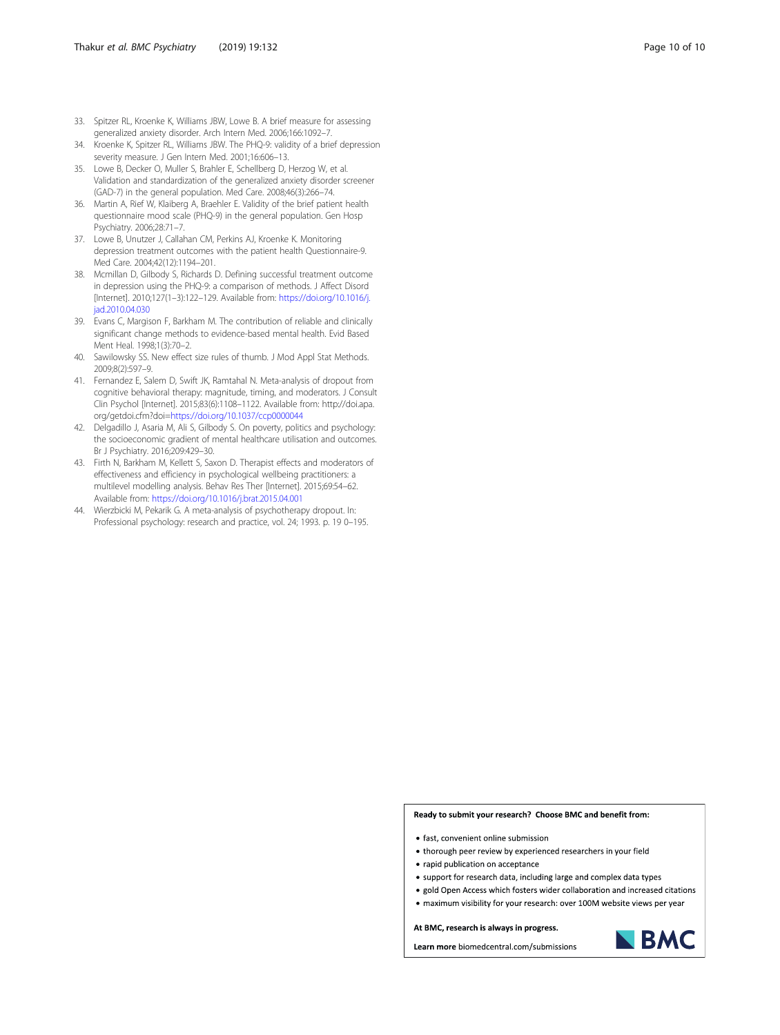33. Spitzer RL, Kroenke K, Williams JBW, Lowe B. A brief measure for assessing generalized anxiety disorder. Arch Intern Med. 2006;166:1092–7.
34. Kroenke K, Spitzer RL, Williams JBW. The PHQ-9: validity of a brief depression severity measure. J Gen Intern Med. 2001;16:606–13.
35. Lowe B, Decker O, Muller S, Brahler E, Schellberg D, Herzog W, et al. Validation and standardization of the generalized anxiety disorder screener (GAD-7) in the general population. Med Care. 2008;46(3):266–74.
36. Martin A, Rief W, Klaiberg A, Braehler E. Validity of the brief patient health questionnaire mood scale (PHQ-9) in the general population. Gen Hosp Psychiatry. 2006;28:71–7.
37. Lowe B, Unutzer J, Callahan CM, Perkins AJ, Kroenke K. Monitoring depression treatment outcomes with the patient health Questionnaire-9. Med Care. 2004;42(12):1194–201.
38. Mcmillan D, Gilbody S, Richards D. Defining successful treatment outcome in depression using the PHQ-9: a comparison of methods. J Affect Disord [Internet]. 2010;127(1–3):122–129. Available from: https://doi.org/10.1016/j.jad.2010.04.030
39. Evans C, Margison F, Barkham M. The contribution of reliable and clinically significant change methods to evidence-based mental health. Evid Based Ment Heal. 1998;1(3):70–2.
40. Sawilowsky SS. New effect size rules of thumb. J Mod Appl Stat Methods. 2009;8(2):597–9.
41. Fernandez E, Salem D, Swift JK, Ramtahal N. Meta-analysis of dropout from cognitive behavioral therapy: magnitude, timing, and moderators. J Consult Clin Psychol [Internet]. 2015;83(6):1108–1122. Available from: http://doi.apa.org/getdoi.cfm?doi=https://doi.org/10.1037/ccp0000044
42. Delgadillo J, Asaria M, Ali S, Gilbody S. On poverty, politics and psychology: the socioeconomic gradient of mental healthcare utilisation and outcomes. Br J Psychiatry. 2016;209:429–30.
43. Firth N, Barkham M, Kellett S, Saxon D. Therapist effects and moderators of effectiveness and efficiency in psychological wellbeing practitioners: a multilevel modelling analysis. Behav Res Ther [Internet]. 2015;69:54–62. Available from: https://doi.org/10.1016/j.brat.2015.04.001
44. Wierzbicki M, Pekarik G. A meta-analysis of psychotherapy dropout. In: Professional psychology: research and practice, vol. 24; 1993. p. 19 0–195.

**Ready to submit your research? Choose BMC and benefit from:**

- fast, convenient online submission
- thorough peer review by experienced researchers in your field
- rapid publication on acceptance
- support for research data, including large and complex data types
- gold Open Access which fosters wider collaboration and increased citations
- maximum visibility for your research: over 100M website views per year

**At BMC, research is always in progress.**

**Learn more** biomedcentral.com/submissions

BMC